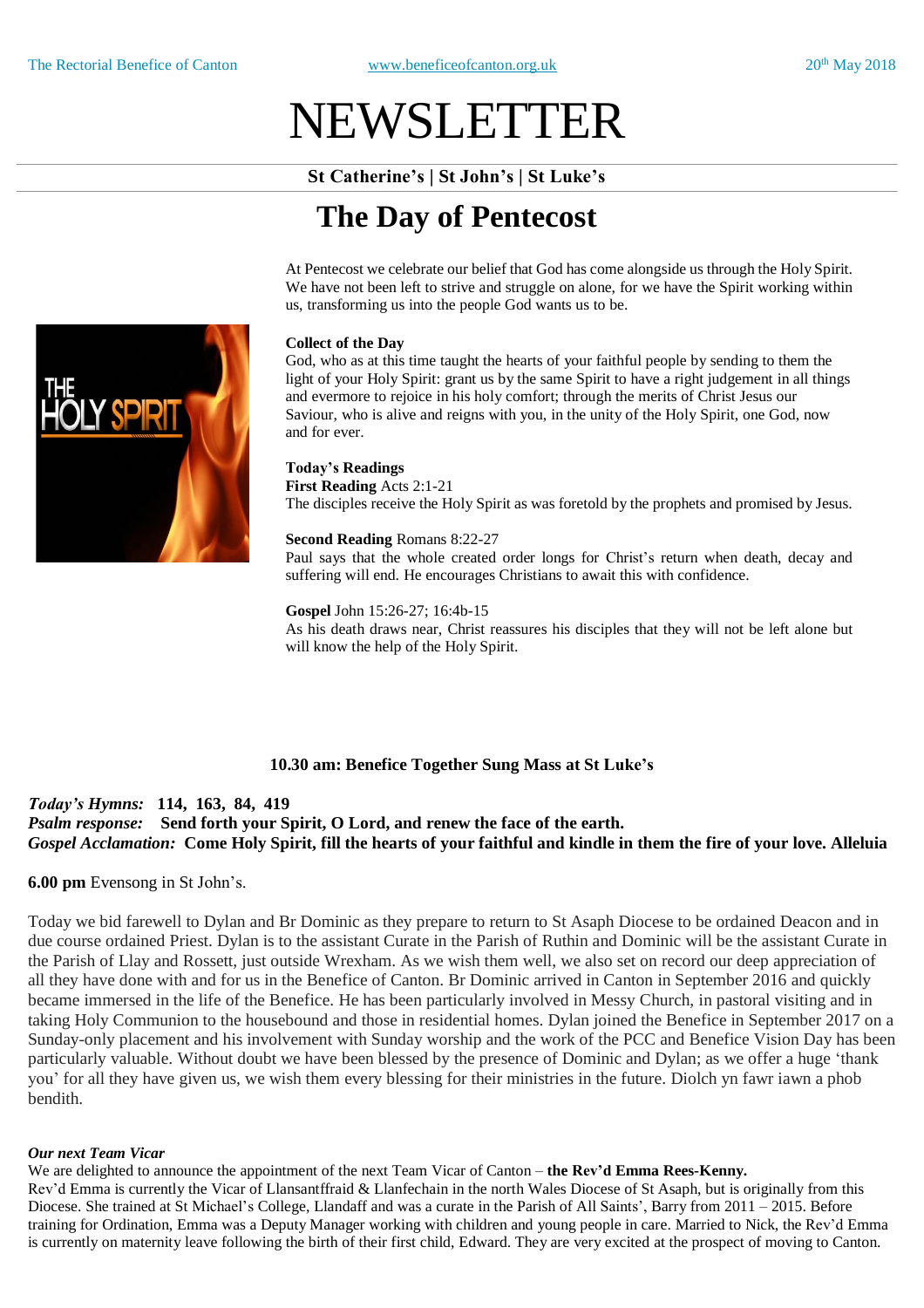# NEWSLETTER

**St Catherine's | St John's | St Luke's**

## The Day of Pentecost

At Pentecost we celebrate our belief that God has come alongside us through the Holy Spirit. We have not been left to strive and struggle on alone, for we have the Spirit working within us, transforming us into the people God wants us to be.

**Collect of the Day**
God, who as at this time taught the hearts of your faithful people by sending to them the light of your Holy Spirit: grant us by the same Spirit to have a right judgement in all things and evermore to rejoice in his holy comfort; through the merits of Christ Jesus our Saviour, who is alive and reigns with you, in the unity of the Holy Spirit, one God, now and for ever.

**Today's Readings**
**First Reading** Acts 2:1-21
The disciples receive the Holy Spirit as was foretold by the prophets and promised by Jesus.

**Second Reading** Romans 8:22-27
Paul says that the whole created order longs for Christ's return when death, decay and suffering will end. He encourages Christians to await this with confidence.

**Gospel** John 15:26-27; 16:4b-15
As his death draws near, Christ reassures his disciples that they will not be left alone but will know the help of the Holy Spirit.

**10.30 am: Benefice Together Sung Mass at St Luke's**

***Today's Hymns:*** **114, 163, 84, 419**
***Psalm response:*** **Send forth your Spirit, O Lord, and renew the face of the earth.**
***Gospel Acclamation:*** **Come Holy Spirit, fill the hearts of your faithful and kindle in them the fire of your love. Alleluia**

**6.00 pm** Evensong in St John's.

Today we bid farewell to Dylan and Br Dominic as they prepare to return to St Asaph Diocese to be ordained Deacon and in due course ordained Priest. Dylan is to the assistant Curate in the Parish of Ruthin and Dominic will be the assistant Curate in the Parish of Llay and Rossett, just outside Wrexham. As we wish them well, we also set on record our deep appreciation of all they have done with and for us in the Benefice of Canton. Br Dominic arrived in Canton in September 2016 and quickly became immersed in the life of the Benefice. He has been particularly involved in Messy Church, in pastoral visiting and in taking Holy Communion to the housebound and those in residential homes. Dylan joined the Benefice in September 2017 on a Sunday-only placement and his involvement with Sunday worship and the work of the PCC and Benefice Vision Day has been particularly valuable. Without doubt we have been blessed by the presence of Dominic and Dylan; as we offer a huge 'thank you' for all they have given us, we wish them every blessing for their ministries in the future. Diolch yn fawr iawn a phob bendith.

***Our next Team Vicar***
We are delighted to announce the appointment of the next Team Vicar of Canton – **the Rev'd Emma Rees-Kenny.**
Rev'd Emma is currently the Vicar of Llansantffraid & Llanfechain in the north Wales Diocese of St Asaph, but is originally from this Diocese. She trained at St Michael's College, Llandaff and was a curate in the Parish of All Saints', Barry from 2011 – 2015. Before training for Ordination, Emma was a Deputy Manager working with children and young people in care. Married to Nick, the Rev'd Emma is currently on maternity leave following the birth of their first child, Edward. They are very excited at the prospect of moving to Canton.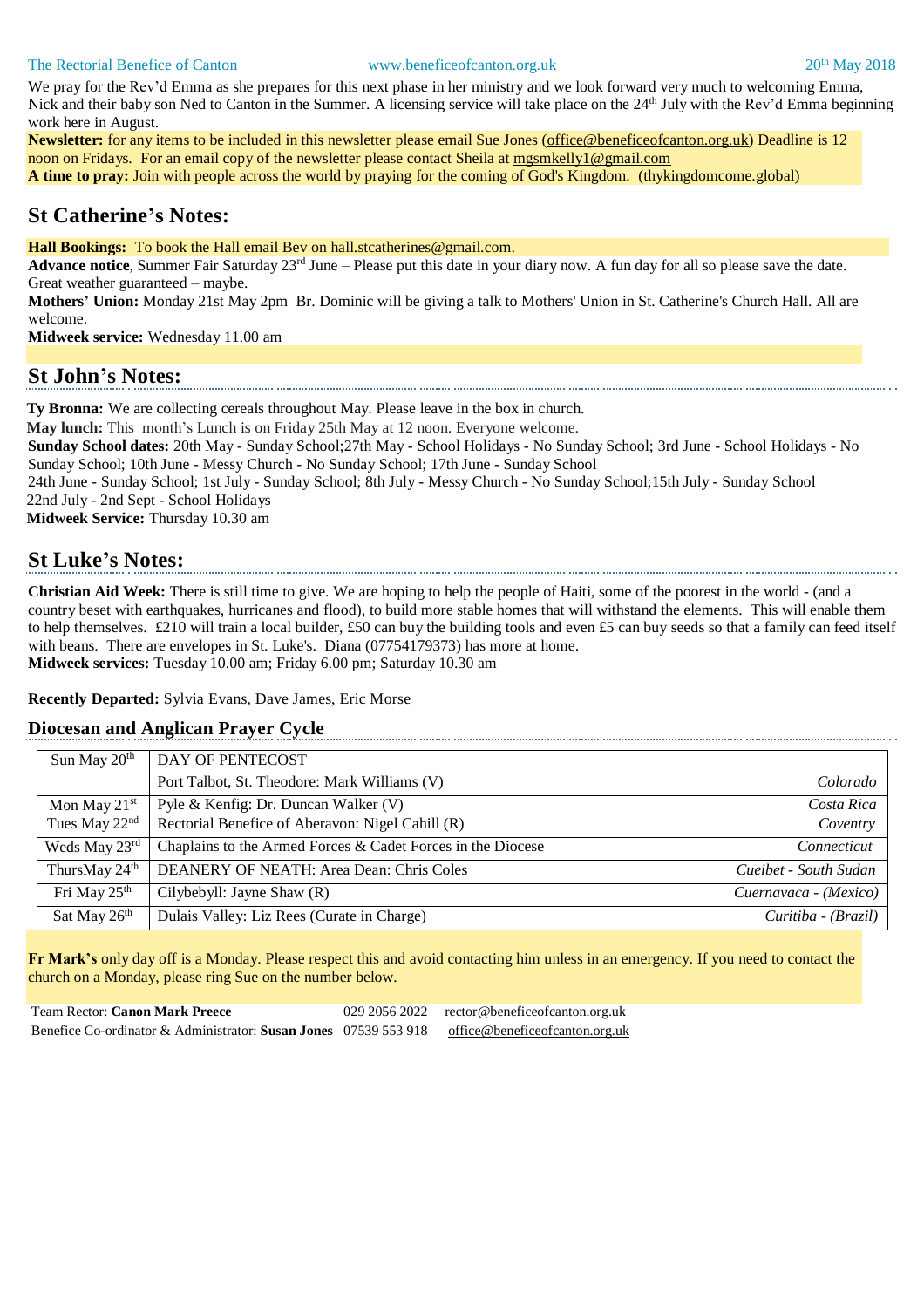We pray for the Rev'd Emma as she prepares for this next phase in her ministry and we look forward very much to welcoming Emma, Nick and their baby son Ned to Canton in the Summer. A licensing service will take place on the 24th July with the Rev'd Emma beginning work here in August.

**Newsletter:** for any items to be included in this newsletter please email Sue Jones (office@beneficeofcanton.org.uk) Deadline is 12 noon on Fridays. For an email copy of the newsletter please contact Sheila at mgsmkelly1@gmail.com

**A time to pray:** Join with people across the world by praying for the coming of God's Kingdom. (thykingdomcome.global)

## St Catherine's Notes:

**Hall Bookings:** To book the Hall email Bev on hall.stcatherines@gmail.com.

**Advance notice**, Summer Fair Saturday 23rd June – Please put this date in your diary now. A fun day for all so please save the date. Great weather guaranteed – maybe.

**Mothers' Union:** Monday 21st May 2pm Br. Dominic will be giving a talk to Mothers' Union in St. Catherine's Church Hall. All are welcome.

**Midweek service:** Wednesday 11.00 am

## St John's Notes:

**Ty Bronna:** We are collecting cereals throughout May. Please leave in the box in church.

**May lunch:** This month's Lunch is on Friday 25th May at 12 noon. Everyone welcome.

**Sunday School dates:** 20th May - Sunday School;27th May - School Holidays - No Sunday School; 3rd June - School Holidays - No Sunday School; 10th June - Messy Church - No Sunday School; 17th June - Sunday School
24th June - Sunday School; 1st July - Sunday School; 8th July - Messy Church - No Sunday School;15th July - Sunday School
22nd July - 2nd Sept - School Holidays

**Midweek Service:** Thursday 10.30 am

## St Luke's Notes:

**Christian Aid Week:** There is still time to give. We are hoping to help the people of Haiti, some of the poorest in the world - (and a country beset with earthquakes, hurricanes and flood), to build more stable homes that will withstand the elements. This will enable them to help themselves. £210 will train a local builder, £50 can buy the building tools and even £5 can buy seeds so that a family can feed itself with beans. There are envelopes in St. Luke's. Diana (07754179373) has more at home.

**Midweek services:** Tuesday 10.00 am; Friday 6.00 pm; Saturday 10.30 am

**Recently Departed:** Sylvia Evans, Dave James, Eric Morse

### Diocesan and Anglican Prayer Cycle

| | | |
|---|---|---|
| Sun May 20th | DAY OF PENTECOST | |
| | Port Talbot, St. Theodore: Mark Williams (V) | *Colorado* |
| Mon May 21st | Pyle & Kenfig: Dr. Duncan Walker (V) | *Costa Rica* |
| Tues May 22nd | Rectorial Benefice of Aberavon: Nigel Cahill (R) | *Coventry* |
| Weds May 23rd | Chaplains to the Armed Forces & Cadet Forces in the Diocese | *Connecticut* |
| ThursMay 24th | DEANERY OF NEATH: Area Dean: Chris Coles | *Cueibet - South Sudan* |
| Fri May 25th | Cilybebyll: Jayne Shaw (R) | *Cuernavaca - (Mexico)* |
| Sat May 26th | Dulais Valley: Liz Rees (Curate in Charge) | *Curitiba - (Brazil)* |

**Fr Mark's** only day off is a Monday. Please respect this and avoid contacting him unless in an emergency. If you need to contact the church on a Monday, please ring Sue on the number below.

| | | |
|---|---|---|
| Team Rector: **Canon Mark Preece** | 029 2056 2022 | rector@beneficeofcanton.org.uk |
| Benefice Co-ordinator & Administrator: **Susan Jones** | 07539 553 918 | office@beneficeofcanton.org.uk |